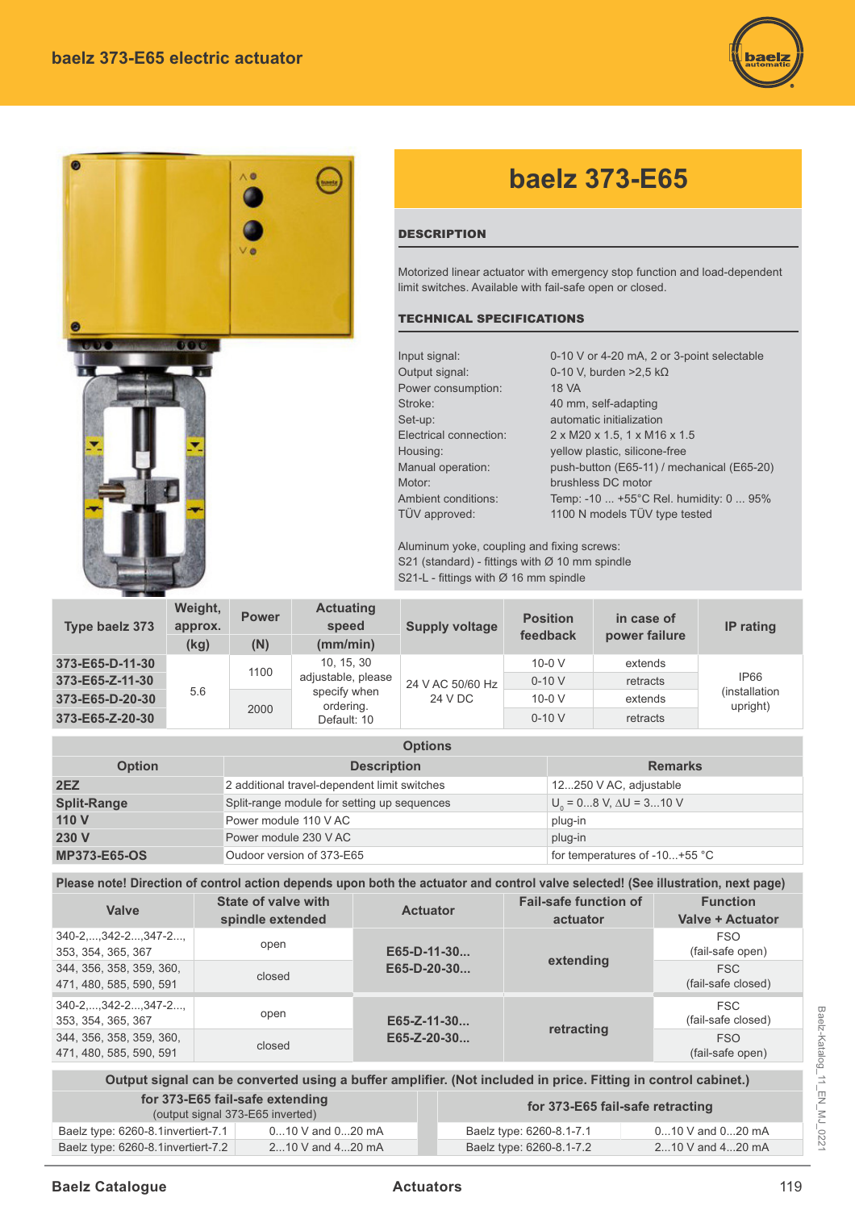# baelz 373-E65 electric actuator

## baelz 373-E65

### DESCRIPTION

Motorized linear actuator with emergency stop function and load-dependent limit switches. Available with fail-safe open or closed.

### TECHNICAL SPECIFICATIONS

| | |
|---|---|
| Input signal: | 0-10 V or 4-20 mA, 2 or 3-point selectable |
| Output signal: | 0-10 V, burden >2,5 kΩ |
| Power consumption: | 18 VA |
| Stroke: | 40 mm, self-adapting |
| Set-up: | automatic initialization |
| Electrical connection: | 2 x M20 x 1.5, 1 x M16 x 1.5 |
| Housing: | yellow plastic, silicone-free |
| Manual operation: | push-button (E65-11) / mechanical (E65-20) |
| Motor: | brushless DC motor |
| Ambient conditions: | Temp: -10 ... +55°C Rel. humidity: 0 ... 95% |
| TÜV approved: | 1100 N models TÜV type tested |

Aluminum yoke, coupling and fixing screws:
S21 (standard) - fittings with Ø 10 mm spindle
S21-L - fittings with Ø 16 mm spindle

| Type baelz 373 | Weight, approx. (kg) | Power (N) | Actuating speed (mm/min) | Supply voltage | Position feedback | in case of power failure | IP rating |
|---|---|---|---|---|---|---|---|
| 373-E65-D-11-30 | 5.6 | 1100 | 10, 15, 30 adjustable, please specify when ordering. Default: 10 | 24 V AC 50/60 Hz 24 V DC | 10-0 V | extends | IP66 (installation upright) |
| 373-E65-Z-11-30 | | | | | 0-10 V | retracts | |
| 373-E65-D-20-30 | | 2000 | | | 10-0 V | extends | |
| 373-E65-Z-20-30 | | | | | 0-10 V | retracts | |

| Options | | |
|---|---|---|
| **Option** | **Description** | **Remarks** |
| **2EZ** | 2 additional travel-dependent limit switches | 12...250 V AC, adjustable |
| **Split-Range** | Split-range module for setting up sequences | $U_0$ = 0...8 V, ΔU = 3...10 V |
| **110 V** | Power module 110 V AC | plug-in |
| **230 V** | Power module 230 V AC | plug-in |
| **MP373-E65-OS** | Oudoor version of 373-E65 | for temperatures of -10...+55 °C |

**Please note! Direction of control action depends upon both the actuator and control valve selected! (See illustration, next page)**

| Valve | State of valve with spindle extended | Actuator | Fail-safe function of actuator | Function Valve + Actuator |
|---|---|---|---|---|
| 340-2,...,342-2...,347-2..., 353, 354, 365, 367 | open | E65-D-11-30... E65-D-20-30... | extending | FSO (fail-safe open) |
| 344, 356, 358, 359, 360, 471, 480, 585, 590, 591 | closed | | | FSC (fail-safe closed) |
| 340-2,...,342-2...,347-2..., 353, 354, 365, 367 | open | E65-Z-11-30... E65-Z-20-30... | retracting | FSC (fail-safe closed) |
| 344, 356, 358, 359, 360, 471, 480, 585, 590, 591 | closed | | | FSO (fail-safe open) |

| Output signal can be converted using a buffer amplifier. (Not included in price. Fitting in control cabinet.) | | | |
|---|---|---|---|
| **for 373-E65 fail-safe extending** (output signal 373-E65 inverted) | | **for 373-E65 fail-safe retracting** | |
| Baelz type: 6260-8.1invertiert-7.1 | 0...10 V and 0...20 mA | Baelz type: 6260-8.1-7.1 | 0...10 V and 0...20 mA |
| Baelz type: 6260-8.1invertiert-7.2 | 2...10 V and 4...20 mA | Baelz type: 6260-8.1-7.2 | 2...10 V and 4...20 mA |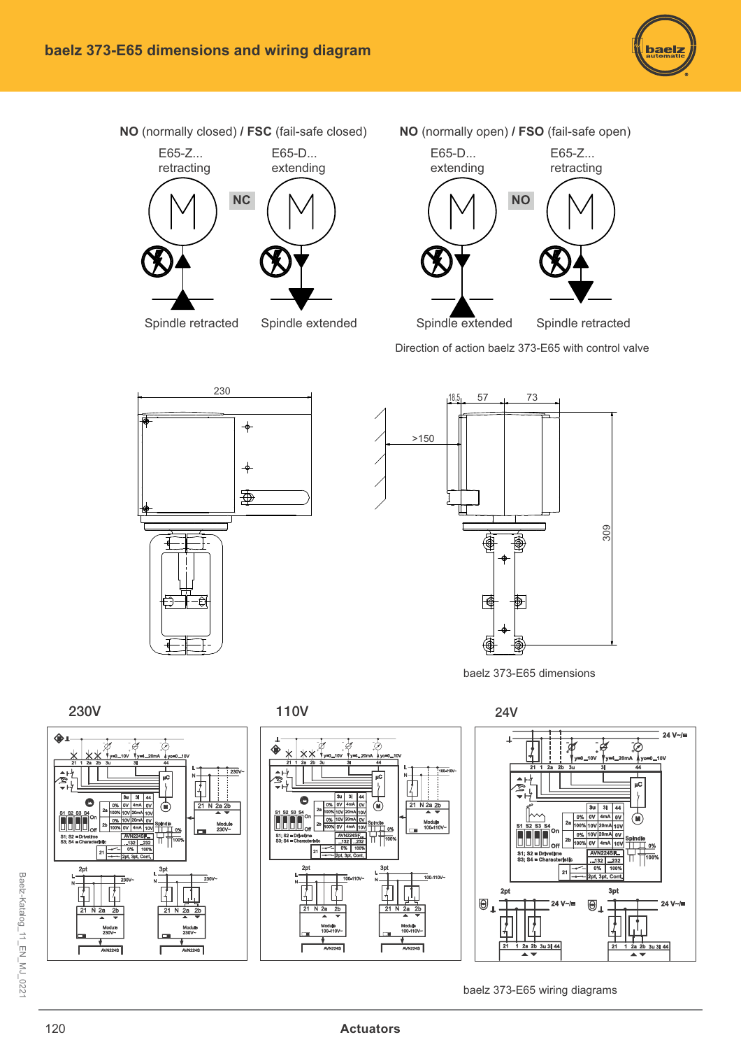# baelz 373-E65 dimensions and wiring diagram

**NO** (normally closed) / **FSC** (fail-safe closed)

E65-Z... retracting

NC

E65-D... extending

Spindle retracted

Spindle extended

**NO** (normally open) / **FSO** (fail-safe open)

E65-D... extending

NO

E65-Z... retracting

Spindle extended

Spindle retracted

Direction of action baelz 373-E65 with control valve

230

18,5 57 73

>150

309

baelz 373-E65 dimensions

230V

110V

24V

baelz 373-E65 wiring diagrams

Actuators